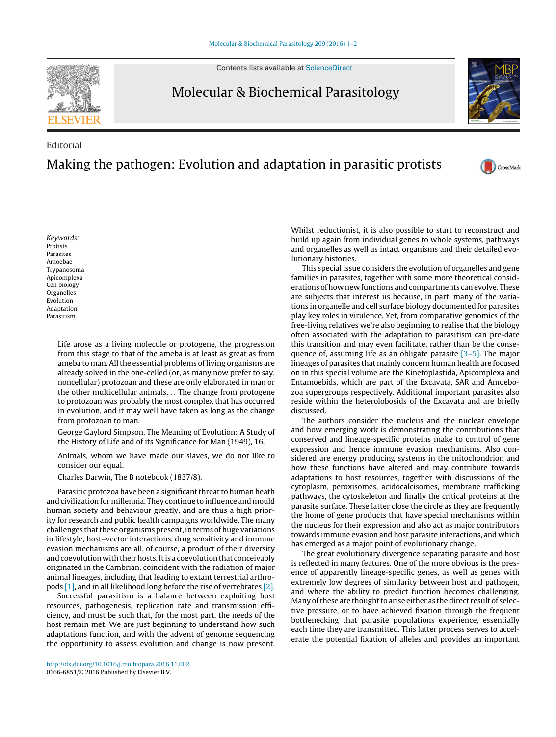Editorial

# Making the pathogen: Evolution and adaptation in parasitic protists

*Keywords:*
Protists
Parasites
Amoebae
Trypanosoma
Apicomplexa
Cell biology
Organelles
Evolution
Adaptation
Parasitism

> Life arose as a living molecule or protogene, the progression from this stage to that of the ameba is at least as great as from ameba to man. All the essential problems of living organisms are already solved in the one-celled (or, as many now prefer to say, noncellular) protozoan and these are only elaborated in man or the other multicellular animals… The change from protogene to protozoan was probably the most complex that has occurred in evolution, and it may well have taken as long as the change from protozoan to man.
>
> George Gaylord Simpson, The Meaning of Evolution: A Study of the History of Life and of its Significance for Man (1949), 16.

> Animals, whom we have made our slaves, we do not like to consider our equal.
>
> Charles Darwin, The B notebook (1837/8).

Parasitic protozoa have been a significant threat to human heath and civilization for millennia. They continue to influence and mould human society and behaviour greatly, and are thus a high priority for research and public health campaigns worldwide. The many challenges that these organisms present, in terms of huge variations in lifestyle, host–vector interactions, drug sensitivity and immune evasion mechanisms are all, of course, a product of their diversity and coevolution with their hosts. It is a coevolution that conceivably originated in the Cambrian, coincident with the radiation of major animal lineages, including that leading to extant terrestrial arthropods [1], and in all likelihood long before the rise of vertebrates [2].

Successful parasitism is a balance between exploiting host resources, pathogenesis, replication rate and transmission efficiency, and must be such that, for the most part, the needs of the host remain met. We are just beginning to understand how such adaptations function, and with the advent of genome sequencing the opportunity to assess evolution and change is now present. Whilst reductionist, it is also possible to start to reconstruct and build up again from individual genes to whole systems, pathways and organelles as well as intact organisms and their detailed evolutionary histories.

This special issue considers the evolution of organelles and gene families in parasites, together with some more theoretical considerations of how new functions and compartments can evolve. These are subjects that interest us because, in part, many of the variations in organelle and cell surface biology documented for parasites play key roles in virulence. Yet, from comparative genomics of the free-living relatives we're also beginning to realise that the biology often associated with the adaptation to parasitism can pre-date this transition and may even facilitate, rather than be the consequence of, assuming life as an obligate parasite [3–5]. The major lineages of parasites that mainly concern human health are focused on in this special volume are the Kinetoplastida, Apicomplexa and Entamoebids, which are part of the Excavata, SAR and Amoebozoa supergroups respectively. Additional important parasites also reside within the heterolobosids of the Excavata and are briefly discussed.

The authors consider the nucleus and the nuclear envelope and how emerging work is demonstrating the contributions that conserved and lineage-specific proteins make to control of gene expression and hence immune evasion mechanisms. Also considered are energy producing systems in the mitochondrion and how these functions have altered and may contribute towards adaptations to host resources, together with discussions of the cytoplasm, peroxisomes, acidocalcisomes, membrane trafficking pathways, the cytoskeleton and finally the critical proteins at the parasite surface. These latter close the circle as they are frequently the home of gene products that have special mechanisms within the nucleus for their expression and also act as major contributors towards immune evasion and host parasite interactions, and which has emerged as a major point of evolutionary change.

The great evolutionary divergence separating parasite and host is reflected in many features. One of the more obvious is the presence of apparently lineage-specific genes, as well as genes with extremely low degrees of similarity between host and pathogen, and where the ability to predict function becomes challenging. Many of these are thought to arise either as the direct result of selective pressure, or to have achieved fixation through the frequent bottlenecking that parasite populations experience, essentially each time they are transmitted. This latter process serves to accelerate the potential fixation of alleles and provides an important

http://dx.doi.org/10.1016/j.molbiopara.2016.11.002
0166-6851/© 2016 Published by Elsevier B.V.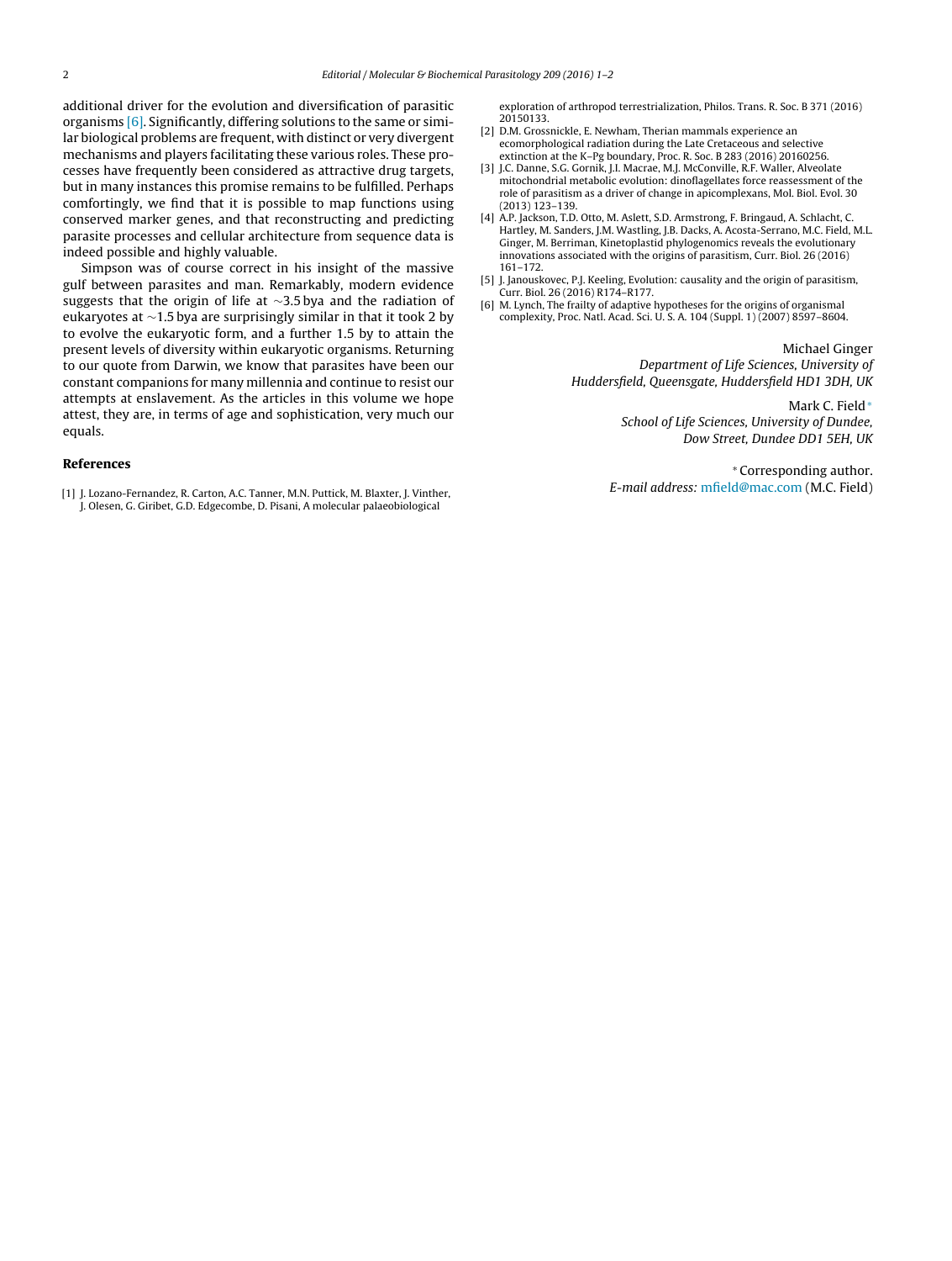additional driver for the evolution and diversification of parasitic organisms [6]. Significantly, differing solutions to the same or similar biological problems are frequent, with distinct or very divergent mechanisms and players facilitating these various roles. These processes have frequently been considered as attractive drug targets, but in many instances this promise remains to be fulfilled. Perhaps comfortingly, we find that it is possible to map functions using conserved marker genes, and that reconstructing and predicting parasite processes and cellular architecture from sequence data is indeed possible and highly valuable.

Simpson was of course correct in his insight of the massive gulf between parasites and man. Remarkably, modern evidence suggests that the origin of life at ∼3.5 bya and the radiation of eukaryotes at ∼1.5 bya are surprisingly similar in that it took 2 by to evolve the eukaryotic form, and a further 1.5 by to attain the present levels of diversity within eukaryotic organisms. Returning to our quote from Darwin, we know that parasites have been our constant companions for many millennia and continue to resist our attempts at enslavement. As the articles in this volume we hope attest, they are, in terms of age and sophistication, very much our equals.

## References

[1] J. Lozano-Fernandez, R. Carton, A.C. Tanner, M.N. Puttick, M. Blaxter, J. Vinther, J. Olesen, G. Giribet, G.D. Edgecombe, D. Pisani, A molecular palaeobiological exploration of arthropod terrestrialization, Philos. Trans. R. Soc. B 371 (2016) 20150133.

[2] D.M. Grossnickle, E. Newham, Therian mammals experience an ecomorphological radiation during the Late Cretaceous and selective extinction at the K–Pg boundary, Proc. R. Soc. B 283 (2016) 20160256.

[3] J.C. Danne, S.G. Gornik, J.I. Macrae, M.J. McConville, R.F. Waller, Alveolate mitochondrial metabolic evolution: dinoflagellates force reassessment of the role of parasitism as a driver of change in apicomplexans, Mol. Biol. Evol. 30 (2013) 123–139.

[4] A.P. Jackson, T.D. Otto, M. Aslett, S.D. Armstrong, F. Bringaud, A. Schlacht, C. Hartley, M. Sanders, J.M. Wastling, J.B. Dacks, A. Acosta-Serrano, M.C. Field, M.L. Ginger, M. Berriman, Kinetoplastid phylogenomics reveals the evolutionary innovations associated with the origins of parasitism, Curr. Biol. 26 (2016) 161–172.

[5] J. Janouskovec, P.J. Keeling, Evolution: causality and the origin of parasitism, Curr. Biol. 26 (2016) R174–R177.

[6] M. Lynch, The frailty of adaptive hypotheses for the origins of organismal complexity, Proc. Natl. Acad. Sci. U. S. A. 104 (Suppl. 1) (2007) 8597–8604.

Michael Ginger
*Department of Life Sciences, University of Huddersfield, Queensgate, Huddersfield HD1 3DH, UK*

Mark C. Field *
*School of Life Sciences, University of Dundee, Dow Street, Dundee DD1 5EH, UK*

* Corresponding author.
*E-mail address:* mfield@mac.com (M.C. Field)